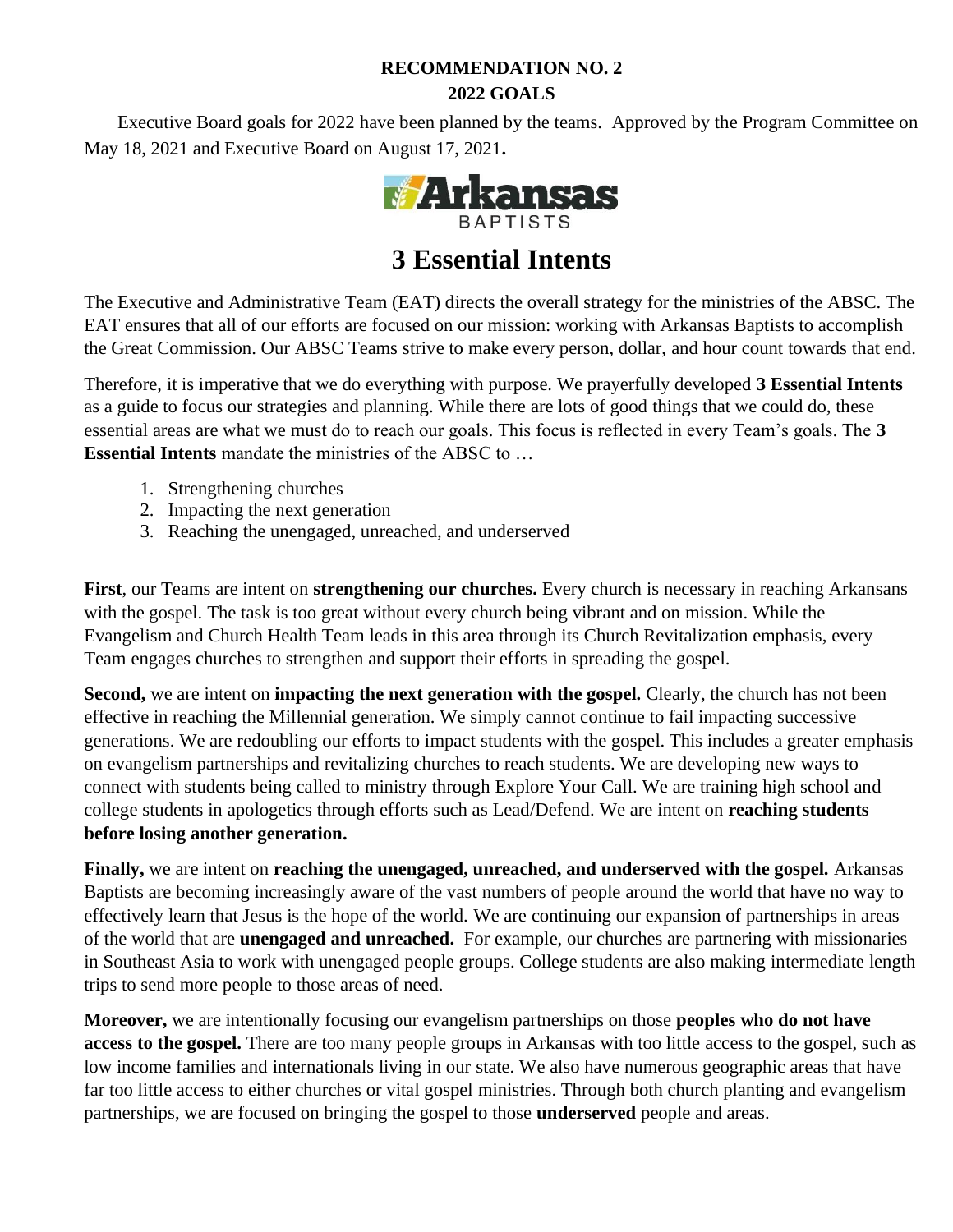**RECOMMENDATION NO. 2**
**2022 GOALS**

Executive Board goals for 2022 have been planned by the teams. Approved by the Program Committee on May 18, 2021 and Executive Board on August 17, 2021**.**

Arkansas BAPTISTS

# 3 Essential Intents

The Executive and Administrative Team (EAT) directs the overall strategy for the ministries of the ABSC. The EAT ensures that all of our efforts are focused on our mission: working with Arkansas Baptists to accomplish the Great Commission. Our ABSC Teams strive to make every person, dollar, and hour count towards that end.

Therefore, it is imperative that we do everything with purpose. We prayerfully developed **3 Essential Intents** as a guide to focus our strategies and planning. While there are lots of good things that we could do, these essential areas are what we <u>must</u> do to reach our goals. This focus is reflected in every Team's goals. The **3 Essential Intents** mandate the ministries of the ABSC to …

1. Strengthening churches
2. Impacting the next generation
3. Reaching the unengaged, unreached, and underserved

**First**, our Teams are intent on **strengthening our churches.** Every church is necessary in reaching Arkansans with the gospel. The task is too great without every church being vibrant and on mission. While the Evangelism and Church Health Team leads in this area through its Church Revitalization emphasis, every Team engages churches to strengthen and support their efforts in spreading the gospel.

**Second,** we are intent on **impacting the next generation with the gospel.** Clearly, the church has not been effective in reaching the Millennial generation. We simply cannot continue to fail impacting successive generations. We are redoubling our efforts to impact students with the gospel. This includes a greater emphasis on evangelism partnerships and revitalizing churches to reach students. We are developing new ways to connect with students being called to ministry through Explore Your Call. We are training high school and college students in apologetics through efforts such as Lead/Defend. We are intent on **reaching students before losing another generation.**

**Finally,** we are intent on **reaching the unengaged, unreached, and underserved with the gospel.** Arkansas Baptists are becoming increasingly aware of the vast numbers of people around the world that have no way to effectively learn that Jesus is the hope of the world. We are continuing our expansion of partnerships in areas of the world that are **unengaged and unreached.** For example, our churches are partnering with missionaries in Southeast Asia to work with unengaged people groups. College students are also making intermediate length trips to send more people to those areas of need.

**Moreover,** we are intentionally focusing our evangelism partnerships on those **peoples who do not have access to the gospel.** There are too many people groups in Arkansas with too little access to the gospel, such as low income families and internationals living in our state. We also have numerous geographic areas that have far too little access to either churches or vital gospel ministries. Through both church planting and evangelism partnerships, we are focused on bringing the gospel to those **underserved** people and areas.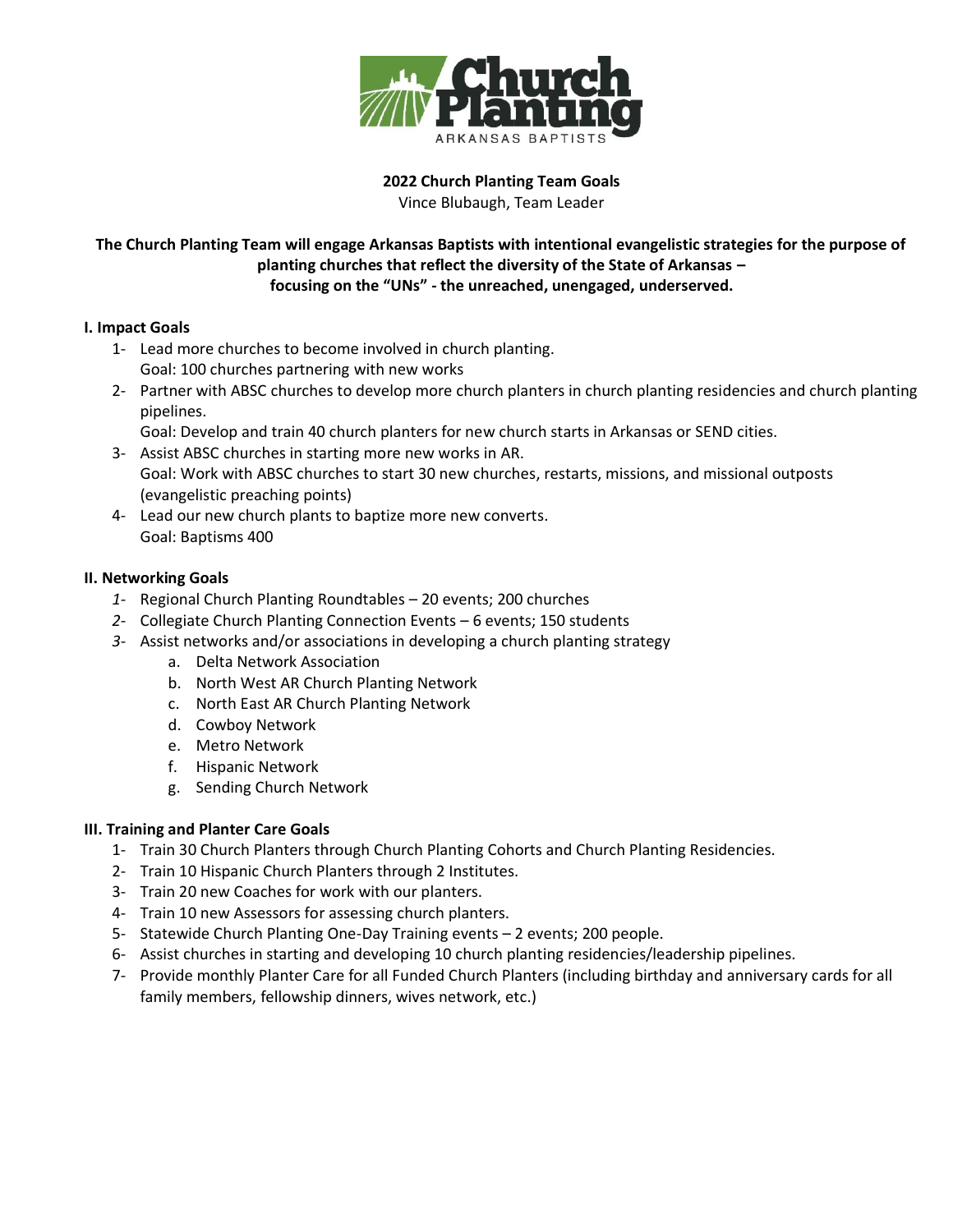**2022 Church Planting Team Goals**
Vince Blubaugh, Team Leader

**The Church Planting Team will engage Arkansas Baptists with intentional evangelistic strategies for the purpose of planting churches that reflect the diversity of the State of Arkansas – focusing on the "UNs" - the unreached, unengaged, underserved.**

**I. Impact Goals**

1- Lead more churches to become involved in church planting.
Goal: 100 churches partnering with new works

2- Partner with ABSC churches to develop more church planters in church planting residencies and church planting pipelines.
Goal: Develop and train 40 church planters for new church starts in Arkansas or SEND cities.

3- Assist ABSC churches in starting more new works in AR.
Goal: Work with ABSC churches to start 30 new churches, restarts, missions, and missional outposts (evangelistic preaching points)

4- Lead our new church plants to baptize more new converts.
Goal: Baptisms 400

**II. Networking Goals**

*1-* Regional Church Planting Roundtables – 20 events; 200 churches

*2-* Collegiate Church Planting Connection Events – 6 events; 150 students

*3-* Assist networks and/or associations in developing a church planting strategy

   a. Delta Network Association
   b. North West AR Church Planting Network
   c. North East AR Church Planting Network
   d. Cowboy Network
   e. Metro Network
   f. Hispanic Network
   g. Sending Church Network

**III. Training and Planter Care Goals**

1- Train 30 Church Planters through Church Planting Cohorts and Church Planting Residencies.

2- Train 10 Hispanic Church Planters through 2 Institutes.

3- Train 20 new Coaches for work with our planters.

4- Train 10 new Assessors for assessing church planters.

5- Statewide Church Planting One-Day Training events – 2 events; 200 people.

6- Assist churches in starting and developing 10 church planting residencies/leadership pipelines.

7- Provide monthly Planter Care for all Funded Church Planters (including birthday and anniversary cards for all family members, fellowship dinners, wives network, etc.)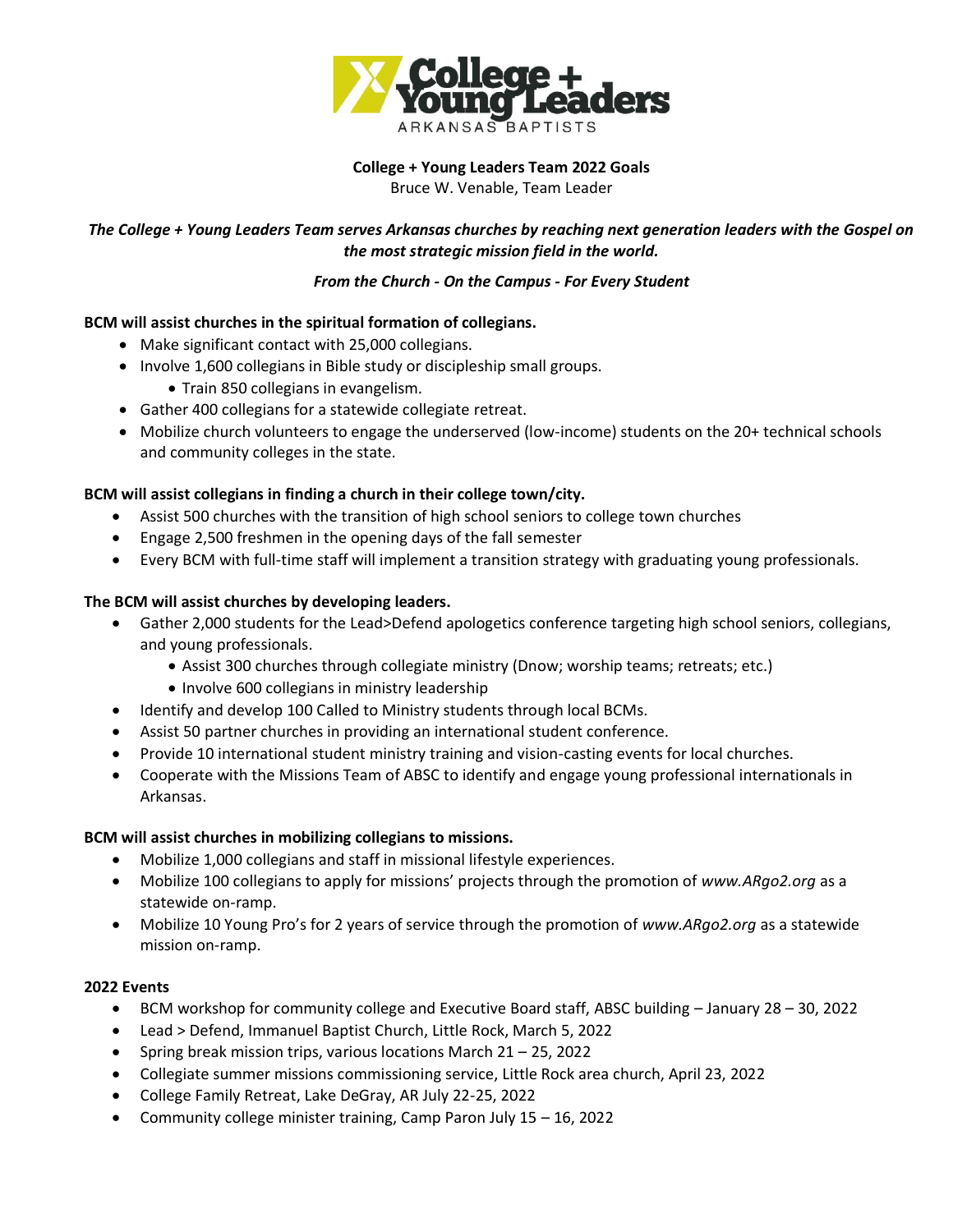**College + Young Leaders Team 2022 Goals**
Bruce W. Venable, Team Leader

***The College + Young Leaders Team serves Arkansas churches by reaching next generation leaders with the Gospel on the most strategic mission field in the world.***

***From the Church - On the Campus - For Every Student***

**BCM will assist churches in the spiritual formation of collegians.**

- Make significant contact with 25,000 collegians.
- Involve 1,600 collegians in Bible study or discipleship small groups.
  - Train 850 collegians in evangelism.
- Gather 400 collegians for a statewide collegiate retreat.
- Mobilize church volunteers to engage the underserved (low-income) students on the 20+ technical schools and community colleges in the state.

**BCM will assist collegians in finding a church in their college town/city.**

- Assist 500 churches with the transition of high school seniors to college town churches
- Engage 2,500 freshmen in the opening days of the fall semester
- Every BCM with full-time staff will implement a transition strategy with graduating young professionals.

**The BCM will assist churches by developing leaders.**

- Gather 2,000 students for the Lead>Defend apologetics conference targeting high school seniors, collegians, and young professionals.
  - Assist 300 churches through collegiate ministry (Dnow; worship teams; retreats; etc.)
  - Involve 600 collegians in ministry leadership
- Identify and develop 100 Called to Ministry students through local BCMs.
- Assist 50 partner churches in providing an international student conference.
- Provide 10 international student ministry training and vision-casting events for local churches.
- Cooperate with the Missions Team of ABSC to identify and engage young professional internationals in Arkansas.

**BCM will assist churches in mobilizing collegians to missions.**

- Mobilize 1,000 collegians and staff in missional lifestyle experiences.
- Mobilize 100 collegians to apply for missions' projects through the promotion of *www.ARgo2.org* as a statewide on-ramp.
- Mobilize 10 Young Pro's for 2 years of service through the promotion of *www.ARgo2.org* as a statewide mission on-ramp.

**2022 Events**

- BCM workshop for community college and Executive Board staff, ABSC building – January 28 – 30, 2022
- Lead > Defend, Immanuel Baptist Church, Little Rock, March 5, 2022
- Spring break mission trips, various locations March 21 – 25, 2022
- Collegiate summer missions commissioning service, Little Rock area church, April 23, 2022
- College Family Retreat, Lake DeGray, AR July 22-25, 2022
- Community college minister training, Camp Paron July 15 – 16, 2022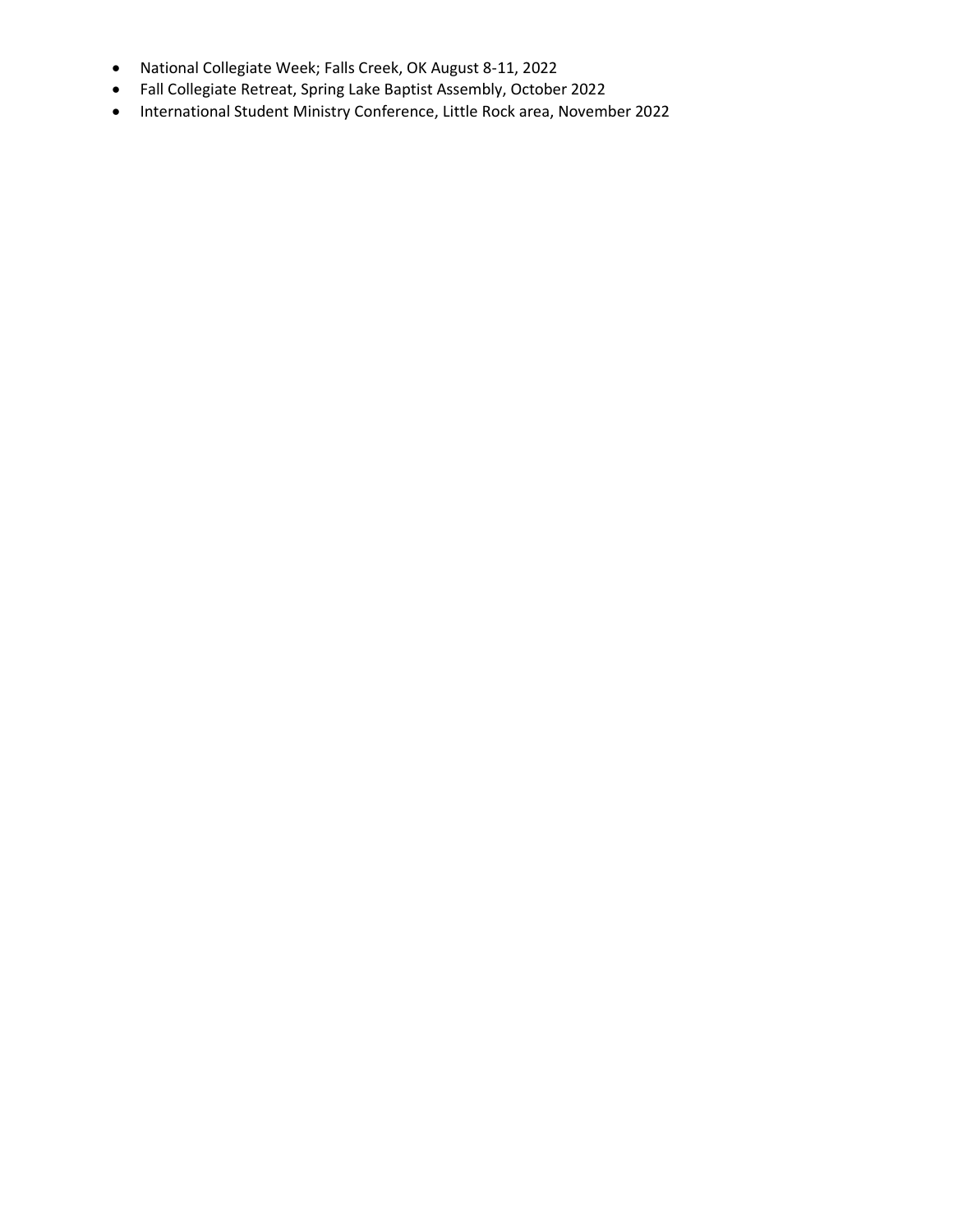- National Collegiate Week; Falls Creek, OK August 8-11, 2022
- Fall Collegiate Retreat, Spring Lake Baptist Assembly, October 2022
- International Student Ministry Conference, Little Rock area, November 2022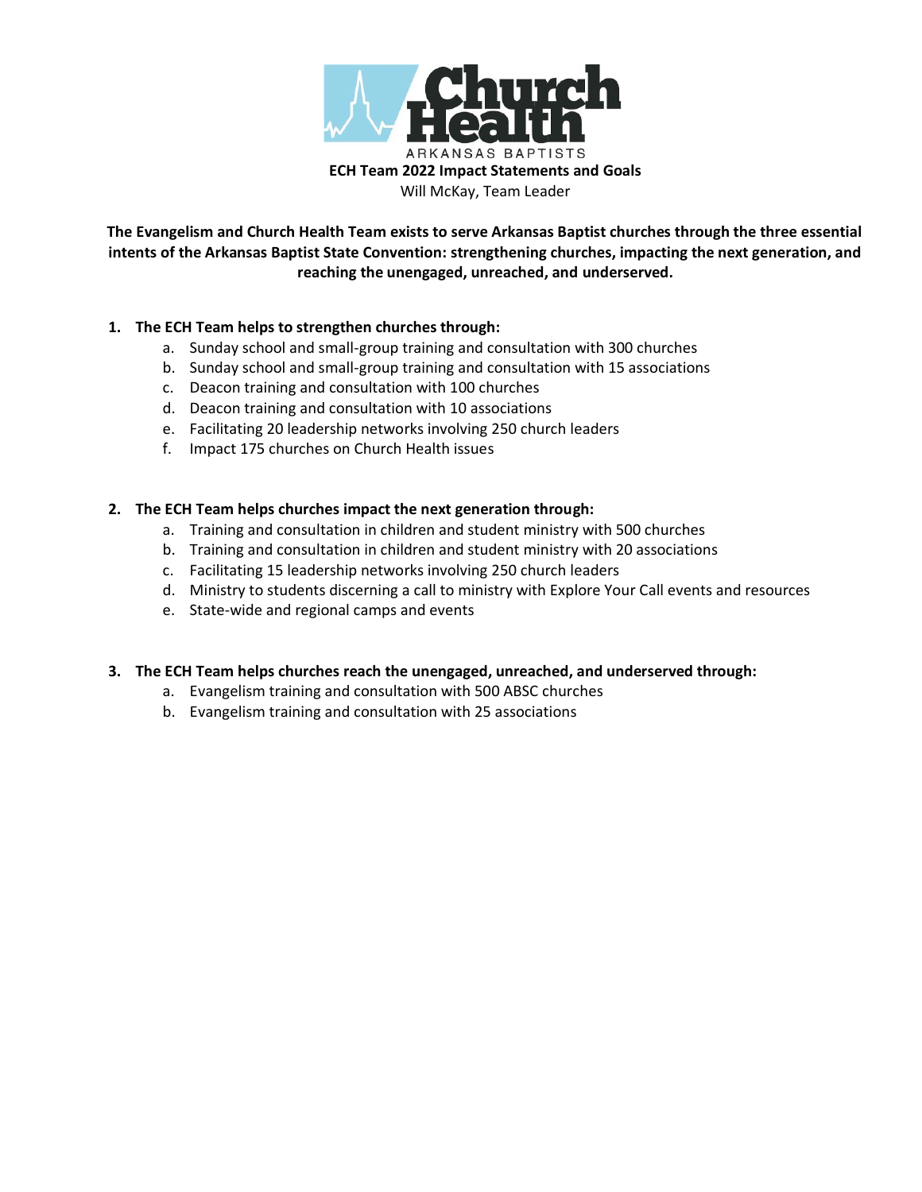Church Health

ARKANSAS BAPTISTS

**ECH Team 2022 Impact Statements and Goals**

Will McKay, Team Leader

**The Evangelism and Church Health Team exists to serve Arkansas Baptist churches through the three essential intents of the Arkansas Baptist State Convention: strengthening churches, impacting the next generation, and reaching the unengaged, unreached, and underserved.**

1. **The ECH Team helps to strengthen churches through:**
   a. Sunday school and small-group training and consultation with 300 churches
   b. Sunday school and small-group training and consultation with 15 associations
   c. Deacon training and consultation with 100 churches
   d. Deacon training and consultation with 10 associations
   e. Facilitating 20 leadership networks involving 250 church leaders
   f. Impact 175 churches on Church Health issues

2. **The ECH Team helps churches impact the next generation through:**
   a. Training and consultation in children and student ministry with 500 churches
   b. Training and consultation in children and student ministry with 20 associations
   c. Facilitating 15 leadership networks involving 250 church leaders
   d. Ministry to students discerning a call to ministry with Explore Your Call events and resources
   e. State-wide and regional camps and events

3. **The ECH Team helps churches reach the unengaged, unreached, and underserved through:**
   a. Evangelism training and consultation with 500 ABSC churches
   b. Evangelism training and consultation with 25 associations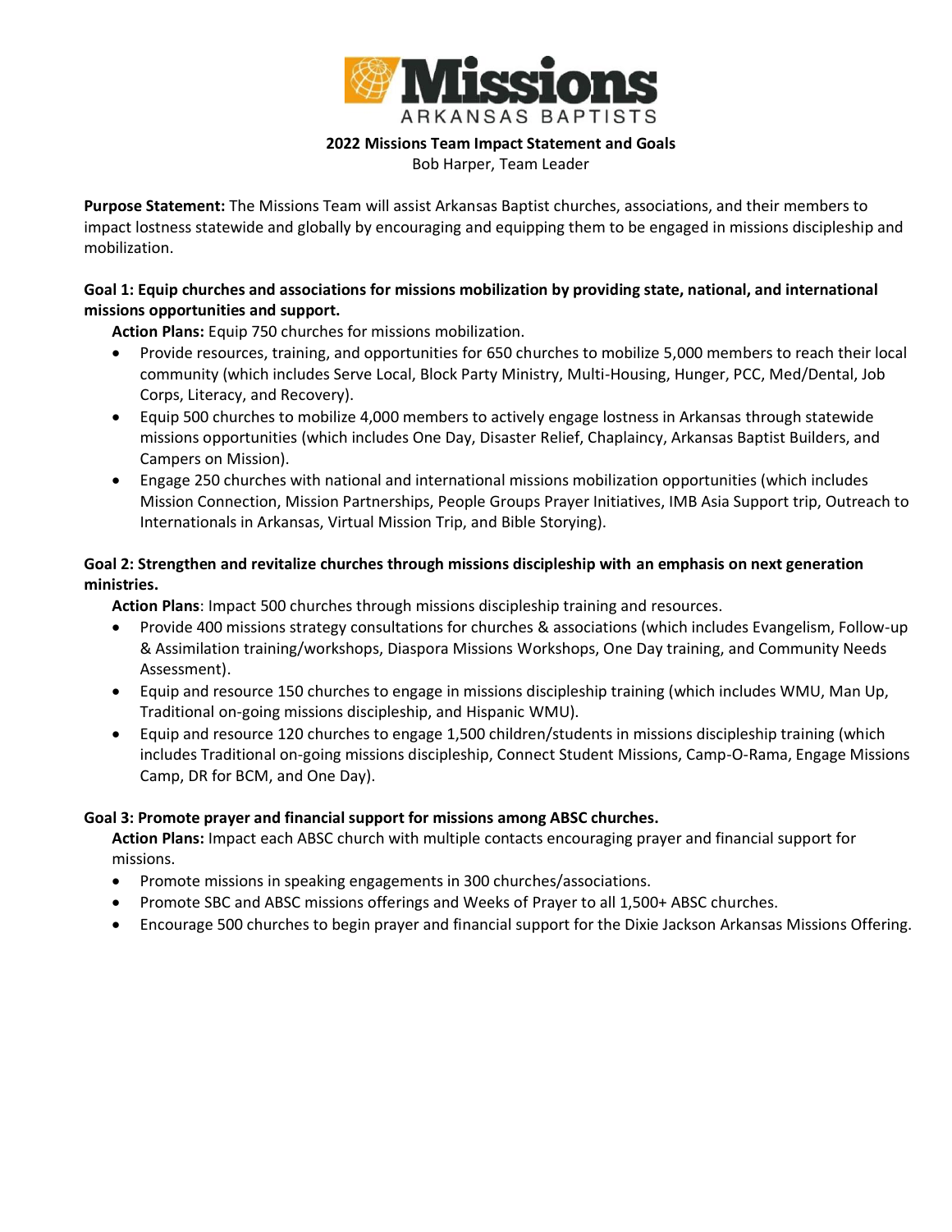# Missions

ARKANSAS BAPTISTS

**2022 Missions Team Impact Statement and Goals**

Bob Harper, Team Leader

**Purpose Statement:** The Missions Team will assist Arkansas Baptist churches, associations, and their members to impact lostness statewide and globally by encouraging and equipping them to be engaged in missions discipleship and mobilization.

**Goal 1: Equip churches and associations for missions mobilization by providing state, national, and international missions opportunities and support.**

**Action Plans:** Equip 750 churches for missions mobilization.

- Provide resources, training, and opportunities for 650 churches to mobilize 5,000 members to reach their local community (which includes Serve Local, Block Party Ministry, Multi-Housing, Hunger, PCC, Med/Dental, Job Corps, Literacy, and Recovery).
- Equip 500 churches to mobilize 4,000 members to actively engage lostness in Arkansas through statewide missions opportunities (which includes One Day, Disaster Relief, Chaplaincy, Arkansas Baptist Builders, and Campers on Mission).
- Engage 250 churches with national and international missions mobilization opportunities (which includes Mission Connection, Mission Partnerships, People Groups Prayer Initiatives, IMB Asia Support trip, Outreach to Internationals in Arkansas, Virtual Mission Trip, and Bible Storying).

**Goal 2: Strengthen and revitalize churches through missions discipleship with an emphasis on next generation ministries.**

**Action Plans**: Impact 500 churches through missions discipleship training and resources.

- Provide 400 missions strategy consultations for churches & associations (which includes Evangelism, Follow-up & Assimilation training/workshops, Diaspora Missions Workshops, One Day training, and Community Needs Assessment).
- Equip and resource 150 churches to engage in missions discipleship training (which includes WMU, Man Up, Traditional on-going missions discipleship, and Hispanic WMU).
- Equip and resource 120 churches to engage 1,500 children/students in missions discipleship training (which includes Traditional on-going missions discipleship, Connect Student Missions, Camp-O-Rama, Engage Missions Camp, DR for BCM, and One Day).

**Goal 3: Promote prayer and financial support for missions among ABSC churches.**

**Action Plans:** Impact each ABSC church with multiple contacts encouraging prayer and financial support for missions.

- Promote missions in speaking engagements in 300 churches/associations.
- Promote SBC and ABSC missions offerings and Weeks of Prayer to all 1,500+ ABSC churches.
- Encourage 500 churches to begin prayer and financial support for the Dixie Jackson Arkansas Missions Offering.